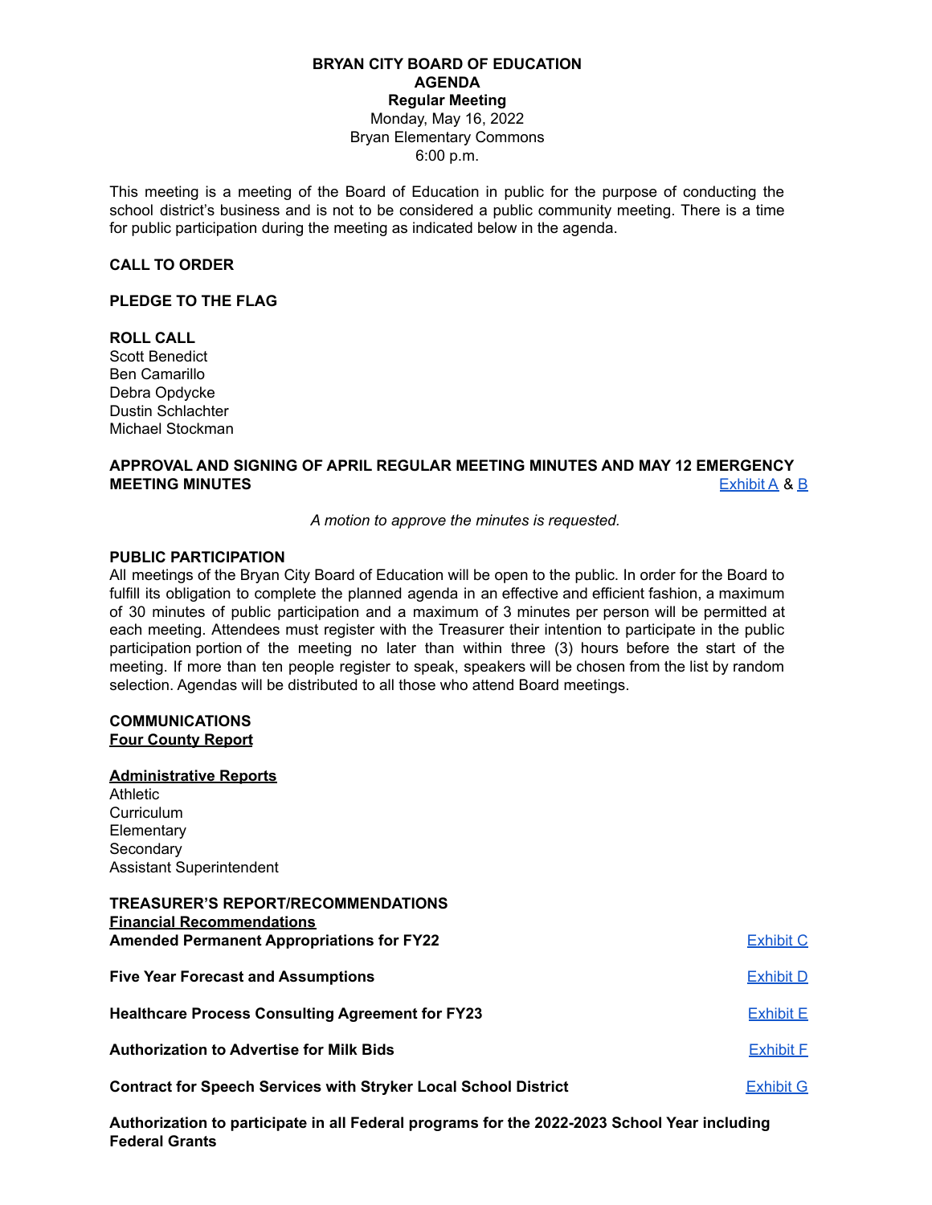# BRYAN CITY BOARD OF EDUCATION
## AGENDA
### Regular Meeting

Monday, May 16, 2022
Bryan Elementary Commons
6:00 p.m.

This meeting is a meeting of the Board of Education in public for the purpose of conducting the school district's business and is not to be considered a public community meeting. There is a time for public participation during the meeting as indicated below in the agenda.

**CALL TO ORDER**

**PLEDGE TO THE FLAG**

**ROLL CALL**

Scott Benedict
Ben Camarillo
Debra Opdycke
Dustin Schlachter
Michael Stockman

**APPROVAL AND SIGNING OF APRIL REGULAR MEETING MINUTES AND MAY 12 EMERGENCY MEETING MINUTES** — Exhibit A & B

*A motion to approve the minutes is requested.*

**PUBLIC PARTICIPATION**

All meetings of the Bryan City Board of Education will be open to the public. In order for the Board to fulfill its obligation to complete the planned agenda in an effective and efficient fashion, a maximum of 30 minutes of public participation and a maximum of 3 minutes per person will be permitted at each meeting. Attendees must register with the Treasurer their intention to participate in the public participation portion of the meeting no later than within three (3) hours before the start of the meeting. If more than ten people register to speak, speakers will be chosen from the list by random selection. Agendas will be distributed to all those who attend Board meetings.

**COMMUNICATIONS**

**Four County Report**

**Administrative Reports**

Athletic
Curriculum
Elementary
Secondary
Assistant Superintendent

**TREASURER'S REPORT/RECOMMENDATIONS**

**Financial Recommendations**

**Amended Permanent Appropriations for FY22** — Exhibit C

**Five Year Forecast and Assumptions** — Exhibit D

**Healthcare Process Consulting Agreement for FY23** — Exhibit E

**Authorization to Advertise for Milk Bids** — Exhibit F

**Contract for Speech Services with Stryker Local School District** — Exhibit G

**Authorization to participate in all Federal programs for the 2022-2023 School Year including Federal Grants**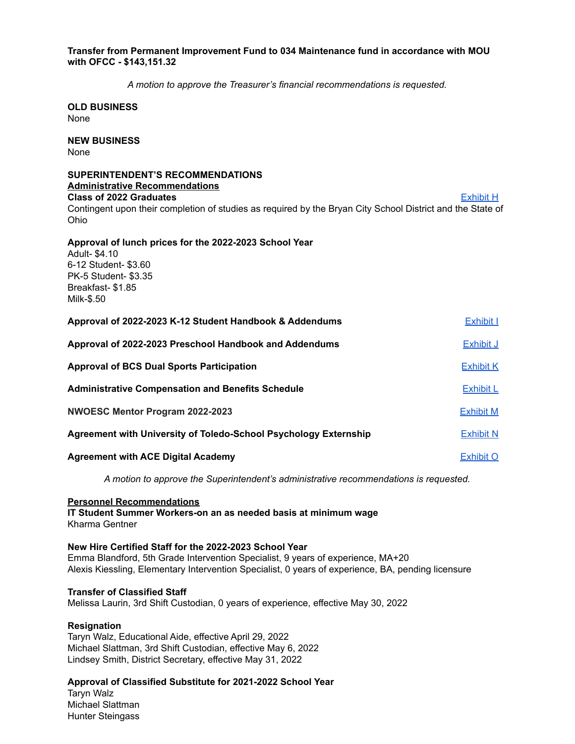**Transfer from Permanent Improvement Fund to 034 Maintenance fund in accordance with MOU with OFCC - $143,151.32**

*A motion to approve the Treasurer's financial recommendations is requested.*

**OLD BUSINESS**
None

**NEW BUSINESS**
None

**SUPERINTENDENT'S RECOMMENDATIONS**

**Administrative Recommendations**

**Class of 2022 Graduates** — Exhibit H

Contingent upon their completion of studies as required by the Bryan City School District and the State of Ohio

**Approval of lunch prices for the 2022-2023 School Year**

Adult- $4.10
6-12 Student- $3.60
PK-5 Student- $3.35
Breakfast- $1.85
Milk-$.50

**Approval of 2022-2023 K-12 Student Handbook & Addendums** — Exhibit I

**Approval of 2022-2023 Preschool Handbook and Addendums** — Exhibit J

**Approval of BCS Dual Sports Participation** — Exhibit K

**Administrative Compensation and Benefits Schedule** — Exhibit L

**NWOESC Mentor Program 2022-2023** — Exhibit M

**Agreement with University of Toledo-School Psychology Externship** — Exhibit N

**Agreement with ACE Digital Academy** — Exhibit O

*A motion to approve the Superintendent's administrative recommendations is requested.*

**Personnel Recommendations**

**IT Student Summer Workers-on an as needed basis at minimum wage**
Kharma Gentner

**New Hire Certified Staff for the 2022-2023 School Year**
Emma Blandford, 5th Grade Intervention Specialist, 9 years of experience, MA+20
Alexis Kiessling, Elementary Intervention Specialist, 0 years of experience, BA, pending licensure

**Transfer of Classified Staff**
Melissa Laurin, 3rd Shift Custodian, 0 years of experience, effective May 30, 2022

**Resignation**
Taryn Walz, Educational Aide, effective April 29, 2022
Michael Slattman, 3rd Shift Custodian, effective May 6, 2022
Lindsey Smith, District Secretary, effective May 31, 2022

**Approval of Classified Substitute for 2021-2022 School Year**
Taryn Walz
Michael Slattman
Hunter Steingass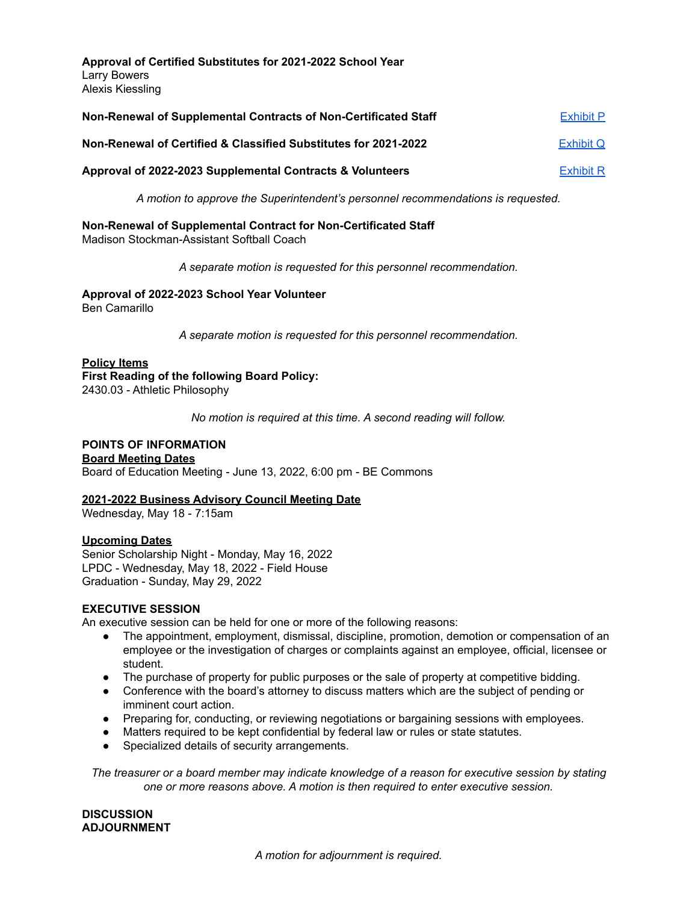**Approval of Certified Substitutes for 2021-2022 School Year**
Larry Bowers
Alexis Kiessling

**Non-Renewal of Supplemental Contracts of Non-Certificated Staff** [Exhibit P]

**Non-Renewal of Certified & Classified Substitutes for 2021-2022** [Exhibit Q]

**Approval of 2022-2023 Supplemental Contracts & Volunteers** [Exhibit R]

*A motion to approve the Superintendent's personnel recommendations is requested.*

**Non-Renewal of Supplemental Contract for Non-Certificated Staff**
Madison Stockman-Assistant Softball Coach

*A separate motion is requested for this personnel recommendation.*

**Approval of 2022-2023 School Year Volunteer**
Ben Camarillo

*A separate motion is requested for this personnel recommendation.*

**Policy Items**
**First Reading of the following Board Policy:**
2430.03 - Athletic Philosophy

*No motion is required at this time. A second reading will follow.*

## POINTS OF INFORMATION

**Board Meeting Dates**
Board of Education Meeting - June 13, 2022, 6:00 pm - BE Commons

**2021-2022 Business Advisory Council Meeting Date**
Wednesday, May 18 - 7:15am

**Upcoming Dates**
Senior Scholarship Night - Monday, May 16, 2022
LPDC - Wednesday, May 18, 2022 - Field House
Graduation - Sunday, May 29, 2022

## EXECUTIVE SESSION

An executive session can be held for one or more of the following reasons:

- The appointment, employment, dismissal, discipline, promotion, demotion or compensation of an employee or the investigation of charges or complaints against an employee, official, licensee or student.
- The purchase of property for public purposes or the sale of property at competitive bidding.
- Conference with the board's attorney to discuss matters which are the subject of pending or imminent court action.
- Preparing for, conducting, or reviewing negotiations or bargaining sessions with employees.
- Matters required to be kept confidential by federal law or rules or state statutes.
- Specialized details of security arrangements.

*The treasurer or a board member may indicate knowledge of a reason for executive session by stating one or more reasons above. A motion is then required to enter executive session.*

## DISCUSSION

## ADJOURNMENT

*A motion for adjournment is required.*